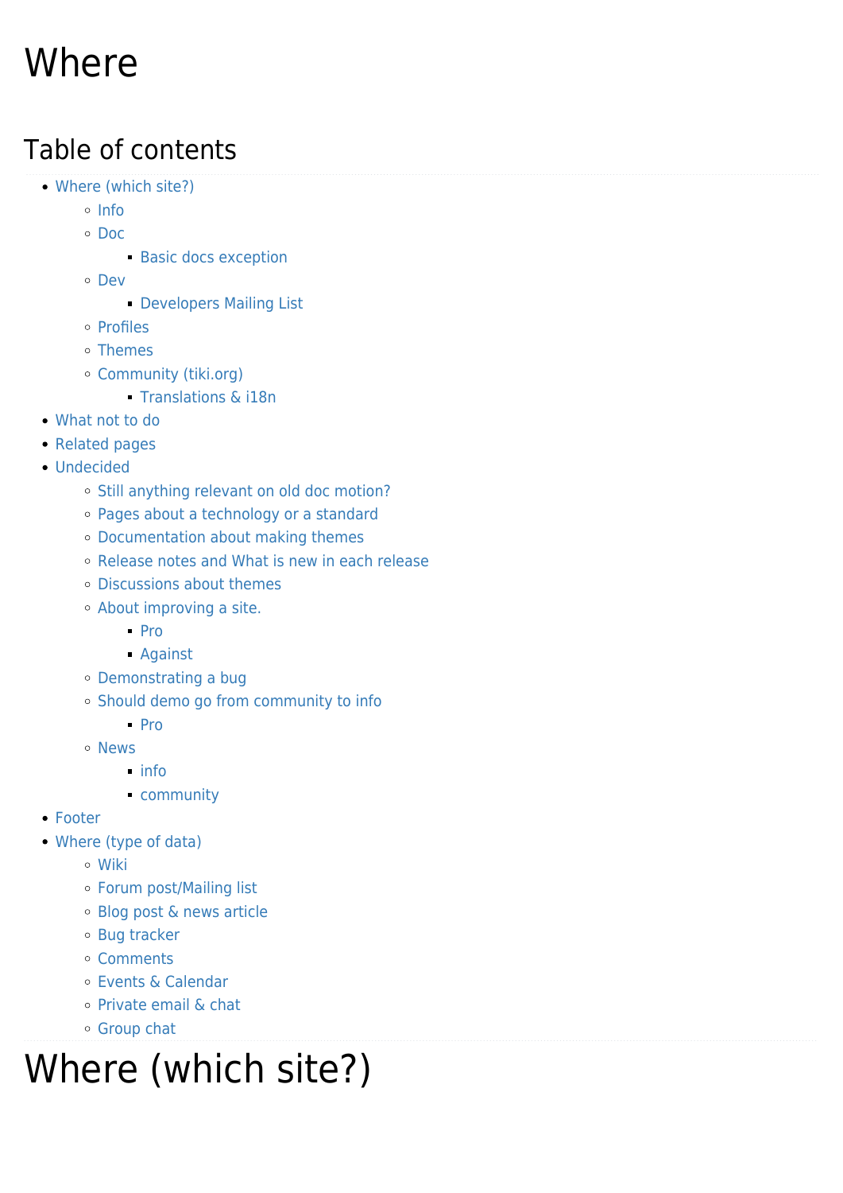# Where

## Table of contents

- Where (which site?)
  - Info
  - Doc
    - Basic docs exception
  - Dev
    - Developers Mailing List
  - Profiles
  - Themes
  - Community (tiki.org)
    - Translations & i18n
- What not to do
- Related pages
- Undecided
  - Still anything relevant on old doc motion?
  - Pages about a technology or a standard
  - Documentation about making themes
  - Release notes and What is new in each release
  - Discussions about themes
  - About improving a site.
    - Pro
    - Against
  - Demonstrating a bug
  - Should demo go from community to info
    - Pro
  - News
    - info
    - community
- Footer
- Where (type of data)
  - Wiki
  - Forum post/Mailing list
  - Blog post & news article
  - Bug tracker
  - Comments
  - Events & Calendar
  - Private email & chat
  - Group chat

# Where (which site?)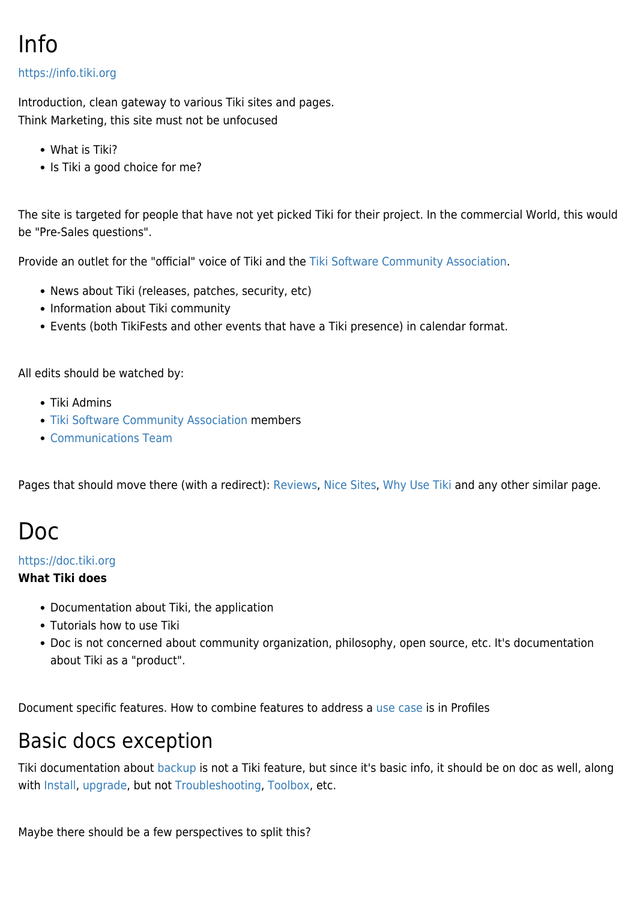# Info

https://info.tiki.org

Introduction, clean gateway to various Tiki sites and pages.
Think Marketing, this site must not be unfocused

- What is Tiki?
- Is Tiki a good choice for me?

The site is targeted for people that have not yet picked Tiki for their project. In the commercial World, this would be "Pre-Sales questions".

Provide an outlet for the "official" voice of Tiki and the Tiki Software Community Association.

- News about Tiki (releases, patches, security, etc)
- Information about Tiki community
- Events (both TikiFests and other events that have a Tiki presence) in calendar format.

All edits should be watched by:

- Tiki Admins
- Tiki Software Community Association members
- Communications Team

Pages that should move there (with a redirect): Reviews, Nice Sites, Why Use Tiki and any other similar page.

# Doc

https://doc.tiki.org
**What Tiki does**

- Documentation about Tiki, the application
- Tutorials how to use Tiki
- Doc is not concerned about community organization, philosophy, open source, etc. It's documentation about Tiki as a "product".

Document specific features. How to combine features to address a use case is in Profiles

## Basic docs exception

Tiki documentation about backup is not a Tiki feature, but since it's basic info, it should be on doc as well, along with Install, upgrade, but not Troubleshooting, Toolbox, etc.

Maybe there should be a few perspectives to split this?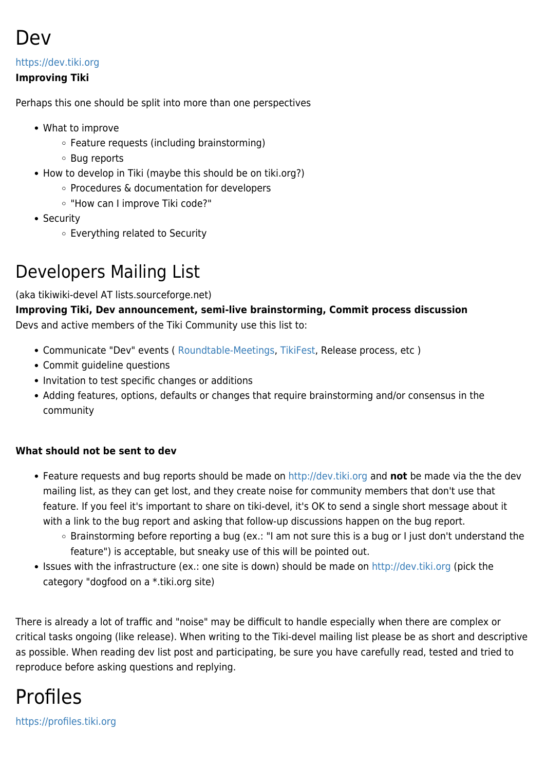# Dev

https://dev.tiki.org
**Improving Tiki**

Perhaps this one should be split into more than one perspectives

- What to improve
  - Feature requests (including brainstorming)
  - Bug reports
- How to develop in Tiki (maybe this should be on tiki.org?)
  - Procedures & documentation for developers
  - "How can I improve Tiki code?"
- Security
  - Everything related to Security

# Developers Mailing List

(aka tikiwiki-devel AT lists.sourceforge.net)
**Improving Tiki, Dev announcement, semi-live brainstorming, Commit process discussion**
Devs and active members of the Tiki Community use this list to:

- Communicate "Dev" events ( Roundtable-Meetings, TikiFest, Release process, etc )
- Commit guideline questions
- Invitation to test specific changes or additions
- Adding features, options, defaults or changes that require brainstorming and/or consensus in the community

**What should not be sent to dev**

- Feature requests and bug reports should be made on http://dev.tiki.org and **not** be made via the the dev mailing list, as they can get lost, and they create noise for community members that don't use that feature. If you feel it's important to share on tiki-devel, it's OK to send a single short message about it with a link to the bug report and asking that follow-up discussions happen on the bug report.
  - Brainstorming before reporting a bug (ex.: "I am not sure this is a bug or I just don't understand the feature") is acceptable, but sneaky use of this will be pointed out.
- Issues with the infrastructure (ex.: one site is down) should be made on http://dev.tiki.org (pick the category "dogfood on a *.tiki.org site)

There is already a lot of traffic and "noise" may be difficult to handle especially when there are complex or critical tasks ongoing (like release). When writing to the Tiki-devel mailing list please be as short and descriptive as possible. When reading dev list post and participating, be sure you have carefully read, tested and tried to reproduce before asking questions and replying.

# Profiles

https://profiles.tiki.org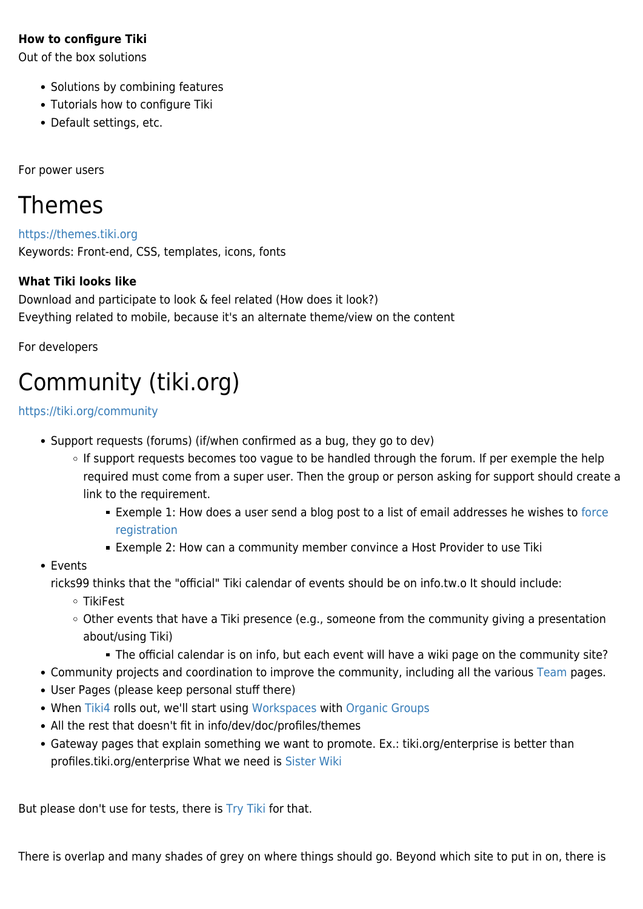**How to configure Tiki**
Out of the box solutions

- Solutions by combining features
- Tutorials how to configure Tiki
- Default settings, etc.

For power users

# Themes

https://themes.tiki.org
Keywords: Front-end, CSS, templates, icons, fonts

**What Tiki looks like**
Download and participate to look & feel related (How does it look?)
Eveything related to mobile, because it's an alternate theme/view on the content

For developers

# Community (tiki.org)

https://tiki.org/community

- Support requests (forums) (if/when confirmed as a bug, they go to dev)
  - If support requests becomes too vague to be handled through the forum. If per exemple the help required must come from a super user. Then the group or person asking for support should create a link to the requirement.
    - Exemple 1: How does a user send a blog post to a list of email addresses he wishes to force registration
    - Exemple 2: How can a community member convince a Host Provider to use Tiki
- Events
  ricks99 thinks that the "official" Tiki calendar of events should be on info.tw.o It should include:
  - TikiFest
  - Other events that have a Tiki presence (e.g., someone from the community giving a presentation about/using Tiki)
    - The official calendar is on info, but each event will have a wiki page on the community site?
- Community projects and coordination to improve the community, including all the various Team pages.
- User Pages (please keep personal stuff there)
- When Tiki4 rolls out, we'll start using Workspaces with Organic Groups
- All the rest that doesn't fit in info/dev/doc/profiles/themes
- Gateway pages that explain something we want to promote. Ex.: tiki.org/enterprise is better than profiles.tiki.org/enterprise What we need is Sister Wiki

But please don't use for tests, there is Try Tiki for that.

There is overlap and many shades of grey on where things should go. Beyond which site to put in on, there is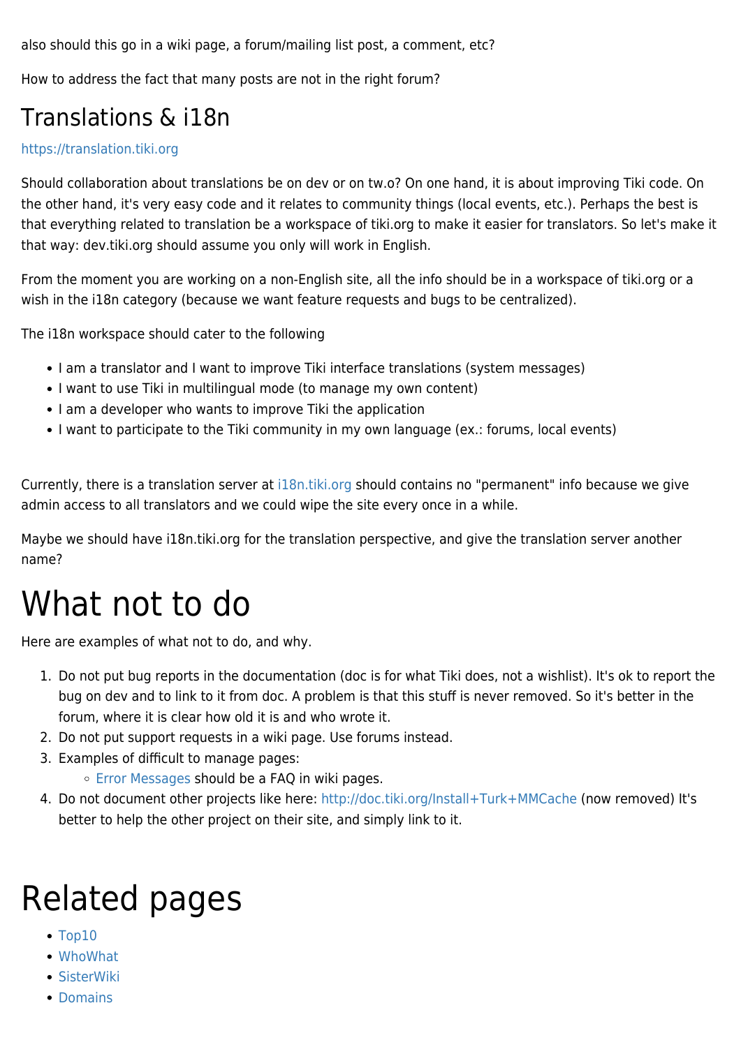also should this go in a wiki page, a forum/mailing list post, a comment, etc?

How to address the fact that many posts are not in the right forum?

## Translations & i18n

https://translation.tiki.org

Should collaboration about translations be on dev or on tw.o? On one hand, it is about improving Tiki code. On the other hand, it's very easy code and it relates to community things (local events, etc.). Perhaps the best is that everything related to translation be a workspace of tiki.org to make it easier for translators. So let's make it that way: dev.tiki.org should assume you only will work in English.

From the moment you are working on a non-English site, all the info should be in a workspace of tiki.org or a wish in the i18n category (because we want feature requests and bugs to be centralized).

The i18n workspace should cater to the following

- I am a translator and I want to improve Tiki interface translations (system messages)
- I want to use Tiki in multilingual mode (to manage my own content)
- I am a developer who wants to improve Tiki the application
- I want to participate to the Tiki community in my own language (ex.: forums, local events)

Currently, there is a translation server at i18n.tiki.org should contains no "permanent" info because we give admin access to all translators and we could wipe the site every once in a while.

Maybe we should have i18n.tiki.org for the translation perspective, and give the translation server another name?

# What not to do

Here are examples of what not to do, and why.

1. Do not put bug reports in the documentation (doc is for what Tiki does, not a wishlist). It's ok to report the bug on dev and to link to it from doc. A problem is that this stuff is never removed. So it's better in the forum, where it is clear how old it is and who wrote it.
2. Do not put support requests in a wiki page. Use forums instead.
3. Examples of difficult to manage pages:
   - Error Messages should be a FAQ in wiki pages.
4. Do not document other projects like here: http://doc.tiki.org/Install+Turk+MMCache (now removed) It's better to help the other project on their site, and simply link to it.

# Related pages

- Top10
- WhoWhat
- SisterWiki
- Domains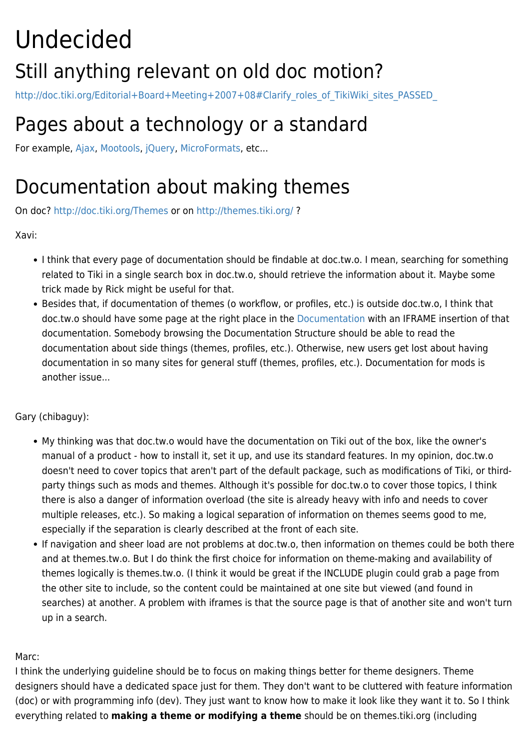# Undecided

## Still anything relevant on old doc motion?

http://doc.tiki.org/Editorial+Board+Meeting+2007+08#Clarify_roles_of_TikiWiki_sites_PASSED_

## Pages about a technology or a standard

For example, Ajax, Mootools, jQuery, MicroFormats, etc...

## Documentation about making themes

On doc? http://doc.tiki.org/Themes or on http://themes.tiki.org/ ?

Xavi:

- I think that every page of documentation should be findable at doc.tw.o. I mean, searching for something related to Tiki in a single search box in doc.tw.o, should retrieve the information about it. Maybe some trick made by Rick might be useful for that.
- Besides that, if documentation of themes (o workflow, or profiles, etc.) is outside doc.tw.o, I think that doc.tw.o should have some page at the right place in the Documentation with an IFRAME insertion of that documentation. Somebody browsing the Documentation Structure should be able to read the documentation about side things (themes, profiles, etc.). Otherwise, new users get lost about having documentation in so many sites for general stuff (themes, profiles, etc.). Documentation for mods is another issue...

Gary (chibaguy):

- My thinking was that doc.tw.o would have the documentation on Tiki out of the box, like the owner's manual of a product - how to install it, set it up, and use its standard features. In my opinion, doc.tw.o doesn't need to cover topics that aren't part of the default package, such as modifications of Tiki, or third-party things such as mods and themes. Although it's possible for doc.tw.o to cover those topics, I think there is also a danger of information overload (the site is already heavy with info and needs to cover multiple releases, etc.). So making a logical separation of information on themes seems good to me, especially if the separation is clearly described at the front of each site.
- If navigation and sheer load are not problems at doc.tw.o, then information on themes could be both there and at themes.tw.o. But I do think the first choice for information on theme-making and availability of themes logically is themes.tw.o. (I think it would be great if the INCLUDE plugin could grab a page from the other site to include, so the content could be maintained at one site but viewed (and found in searches) at another. A problem with iframes is that the source page is that of another site and won't turn up in a search.

Marc:
I think the underlying guideline should be to focus on making things better for theme designers. Theme designers should have a dedicated space just for them. They don't want to be cluttered with feature information (doc) or with programming info (dev). They just want to know how to make it look like they want it to. So I think everything related to **making a theme or modifying a theme** should be on themes.tiki.org (including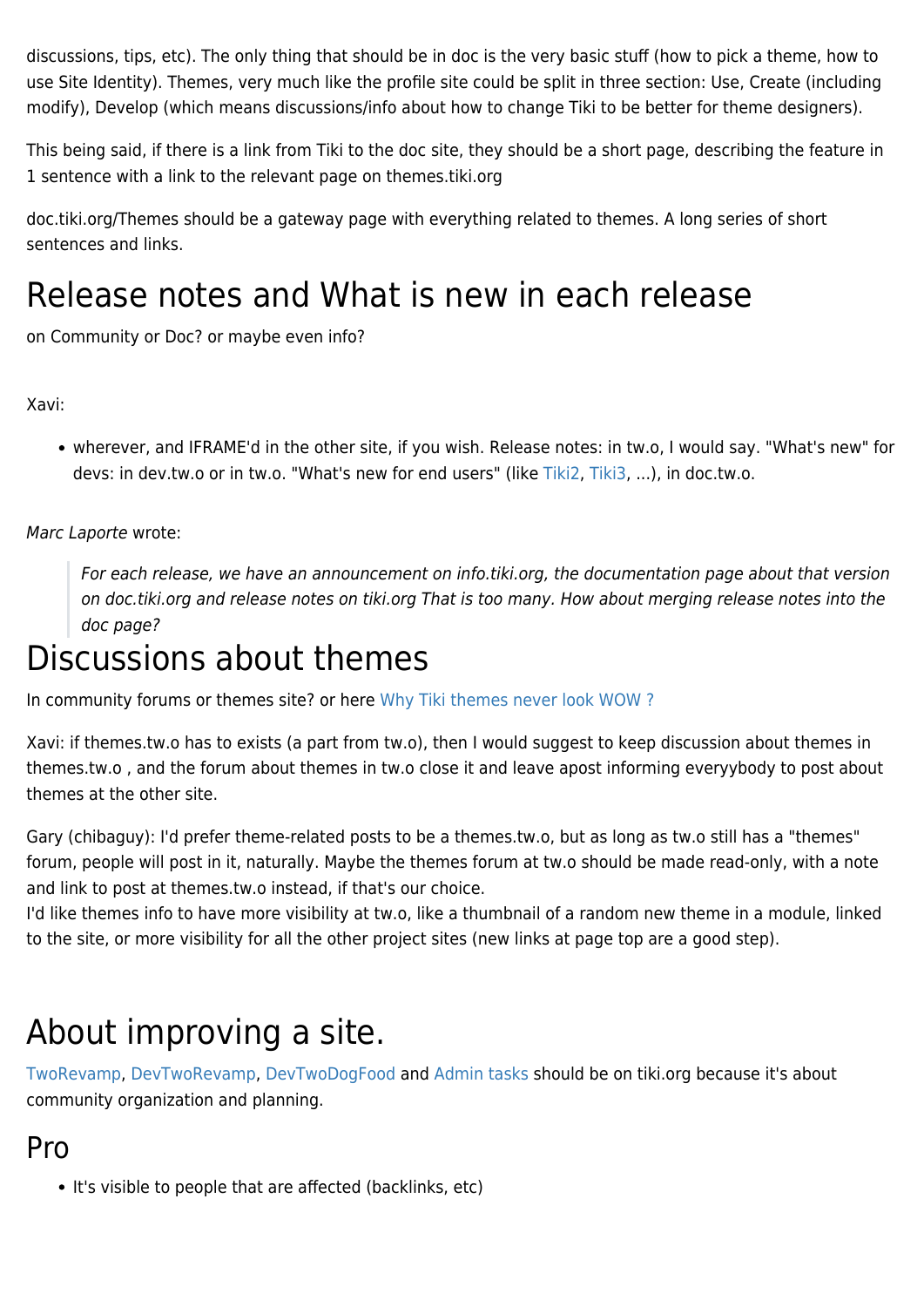discussions, tips, etc). The only thing that should be in doc is the very basic stuff (how to pick a theme, how to use Site Identity). Themes, very much like the profile site could be split in three section: Use, Create (including modify), Develop (which means discussions/info about how to change Tiki to be better for theme designers).

This being said, if there is a link from Tiki to the doc site, they should be a short page, describing the feature in 1 sentence with a link to the relevant page on themes.tiki.org

doc.tiki.org/Themes should be a gateway page with everything related to themes. A long series of short sentences and links.

# Release notes and What is new in each release

on Community or Doc? or maybe even info?

Xavi:

- wherever, and IFRAME'd in the other site, if you wish. Release notes: in tw.o, I would say. "What's new" for devs: in dev.tw.o or in tw.o. "What's new for end users" (like Tiki2, Tiki3, ...), in doc.tw.o.

*Marc Laporte* wrote:

> *For each release, we have an announcement on info.tiki.org, the documentation page about that version on doc.tiki.org and release notes on tiki.org That is too many. How about merging release notes into the doc page?*

# Discussions about themes

In community forums or themes site? or here Why Tiki themes never look WOW ?

Xavi: if themes.tw.o has to exists (a part from tw.o), then I would suggest to keep discussion about themes in themes.tw.o , and the forum about themes in tw.o close it and leave apost informing everyybody to post about themes at the other site.

Gary (chibaguy): I'd prefer theme-related posts to be a themes.tw.o, but as long as tw.o still has a "themes" forum, people will post in it, naturally. Maybe the themes forum at tw.o should be made read-only, with a note and link to post at themes.tw.o instead, if that's our choice.
I'd like themes info to have more visibility at tw.o, like a thumbnail of a random new theme in a module, linked to the site, or more visibility for all the other project sites (new links at page top are a good step).

# About improving a site.

TwoRevamp, DevTwoRevamp, DevTwoDogFood and Admin tasks should be on tiki.org because it's about community organization and planning.

## Pro

- It's visible to people that are affected (backlinks, etc)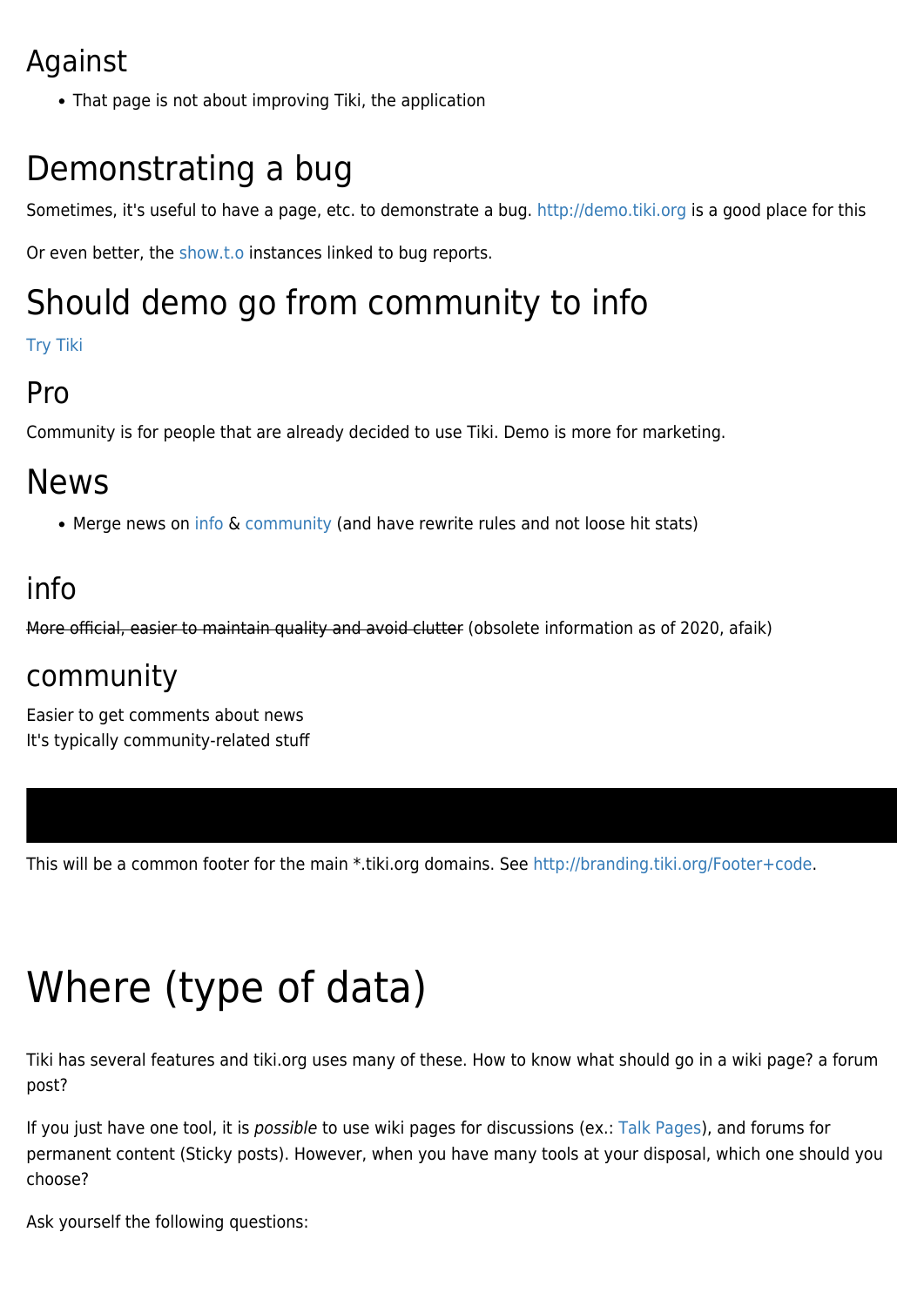## Against

- That page is not about improving Tiki, the application

# Demonstrating a bug

Sometimes, it's useful to have a page, etc. to demonstrate a bug. http://demo.tiki.org is a good place for this

Or even better, the show.t.o instances linked to bug reports.

# Should demo go from community to info

Try Tiki

## Pro

Community is for people that are already decided to use Tiki. Demo is more for marketing.

# News

- Merge news on info & community (and have rewrite rules and not loose hit stats)

## info

~~More official, easier to maintain quality and avoid clutter~~ (obsolete information as of 2020, afaik)

## community

Easier to get comments about news
It's typically community-related stuff

This will be a common footer for the main *.tiki.org domains. See http://branding.tiki.org/Footer+code.

# Where (type of data)

Tiki has several features and tiki.org uses many of these. How to know what should go in a wiki page? a forum post?

If you just have one tool, it is *possible* to use wiki pages for discussions (ex.: Talk Pages), and forums for permanent content (Sticky posts). However, when you have many tools at your disposal, which one should you choose?

Ask yourself the following questions: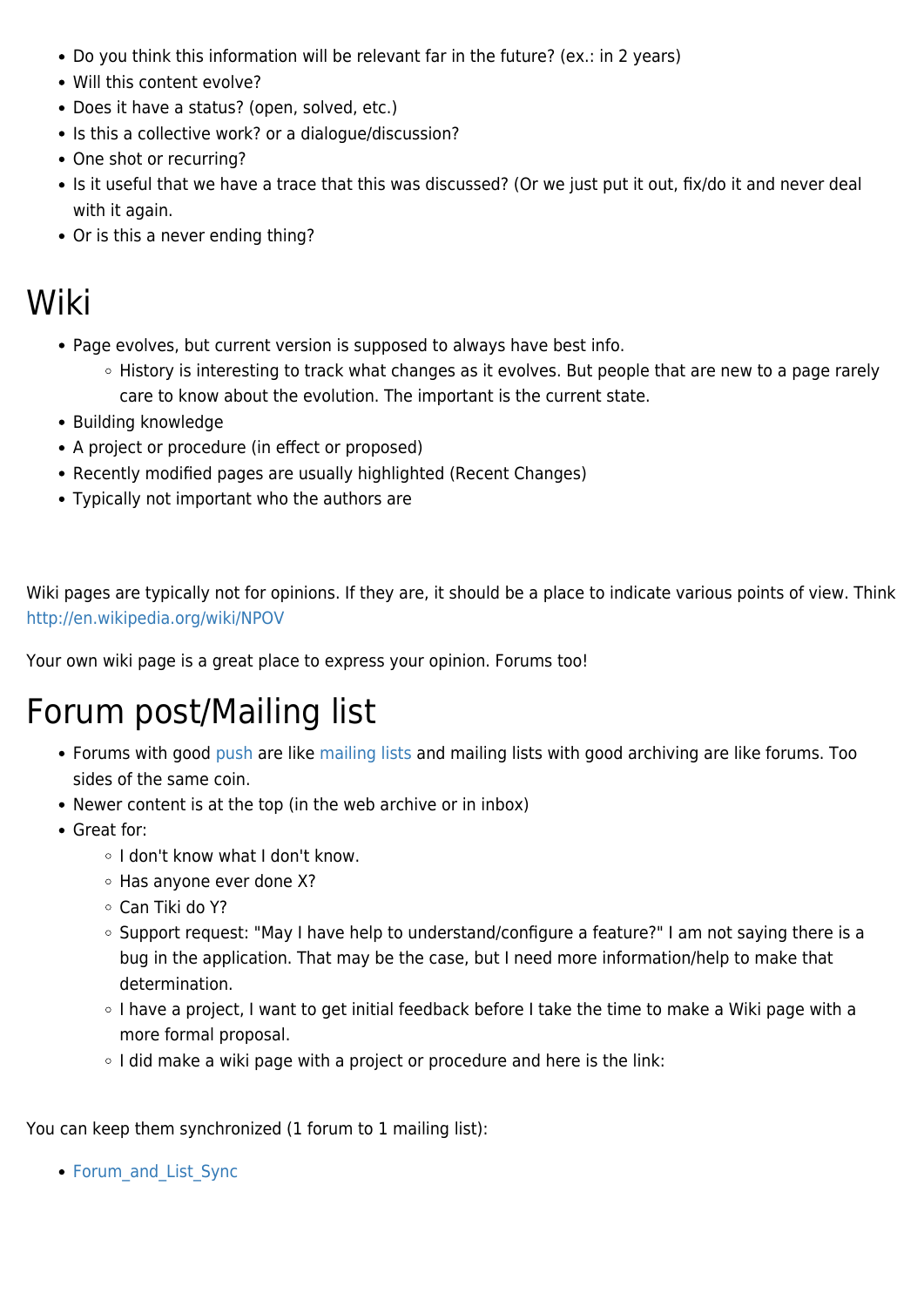- Do you think this information will be relevant far in the future? (ex.: in 2 years)
- Will this content evolve?
- Does it have a status? (open, solved, etc.)
- Is this a collective work? or a dialogue/discussion?
- One shot or recurring?
- Is it useful that we have a trace that this was discussed? (Or we just put it out, fix/do it and never deal with it again.
- Or is this a never ending thing?

# Wiki

- Page evolves, but current version is supposed to always have best info.
    - History is interesting to track what changes as it evolves. But people that are new to a page rarely care to know about the evolution. The important is the current state.
- Building knowledge
- A project or procedure (in effect or proposed)
- Recently modified pages are usually highlighted (Recent Changes)
- Typically not important who the authors are

Wiki pages are typically not for opinions. If they are, it should be a place to indicate various points of view. Think http://en.wikipedia.org/wiki/NPOV

Your own wiki page is a great place to express your opinion. Forums too!

# Forum post/Mailing list

- Forums with good push are like mailing lists and mailing lists with good archiving are like forums. Too sides of the same coin.
- Newer content is at the top (in the web archive or in inbox)
- Great for:
    - I don't know what I don't know.
    - Has anyone ever done X?
    - Can Tiki do Y?
    - Support request: "May I have help to understand/configure a feature?" I am not saying there is a bug in the application. That may be the case, but I need more information/help to make that determination.
    - I have a project, I want to get initial feedback before I take the time to make a Wiki page with a more formal proposal.
    - I did make a wiki page with a project or procedure and here is the link:

You can keep them synchronized (1 forum to 1 mailing list):

- Forum_and_List_Sync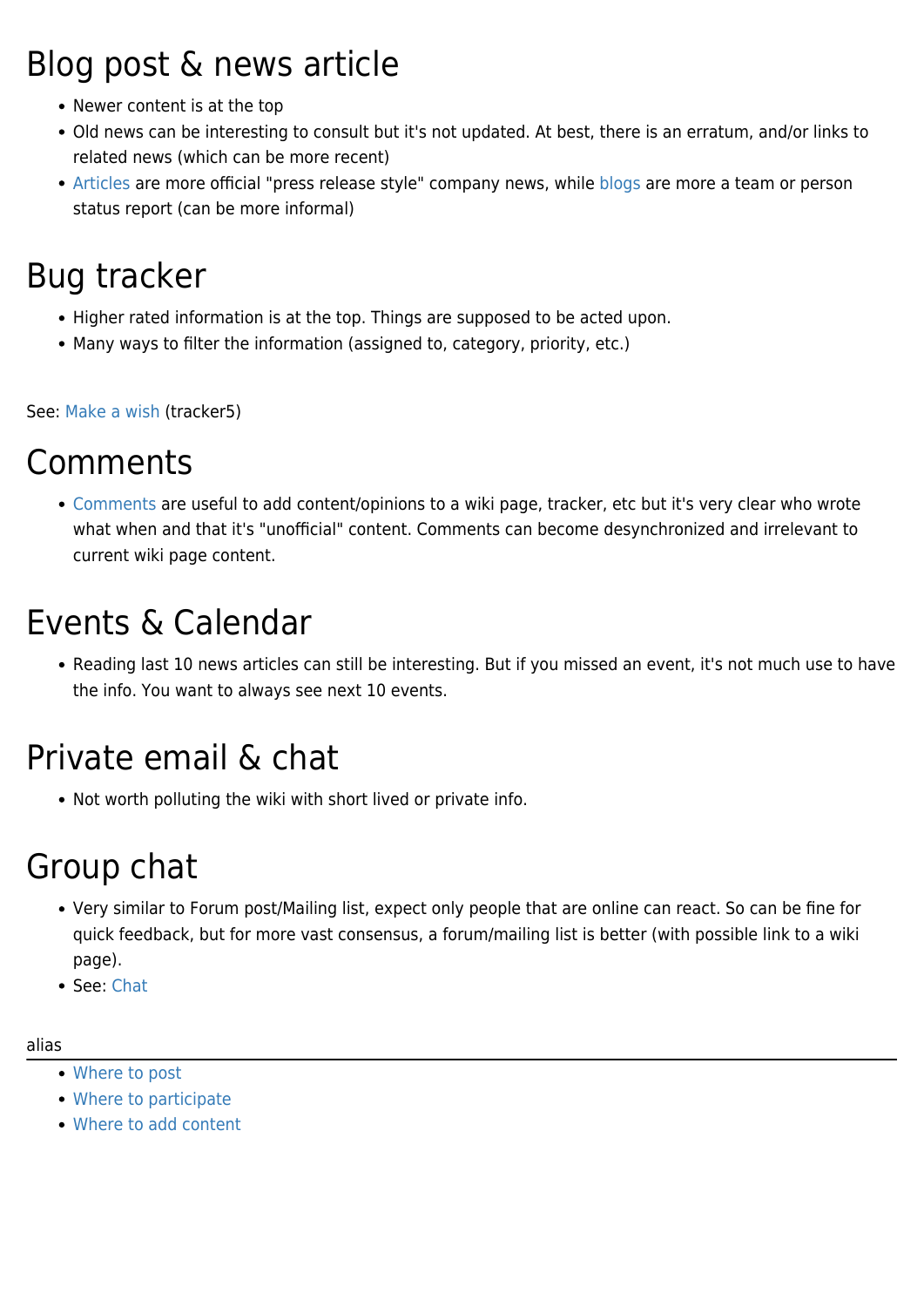# Blog post & news article

- Newer content is at the top
- Old news can be interesting to consult but it's not updated. At best, there is an erratum, and/or links to related news (which can be more recent)
- Articles are more official "press release style" company news, while blogs are more a team or person status report (can be more informal)

# Bug tracker

- Higher rated information is at the top. Things are supposed to be acted upon.
- Many ways to filter the information (assigned to, category, priority, etc.)

See: Make a wish (tracker5)

# Comments

- Comments are useful to add content/opinions to a wiki page, tracker, etc but it's very clear who wrote what when and that it's "unofficial" content. Comments can become desynchronized and irrelevant to current wiki page content.

# Events & Calendar

- Reading last 10 news articles can still be interesting. But if you missed an event, it's not much use to have the info. You want to always see next 10 events.

# Private email & chat

- Not worth polluting the wiki with short lived or private info.

# Group chat

- Very similar to Forum post/Mailing list, expect only people that are online can react. So can be fine for quick feedback, but for more vast consensus, a forum/mailing list is better (with possible link to a wiki page).
- See: Chat

alias

- Where to post
- Where to participate
- Where to add content